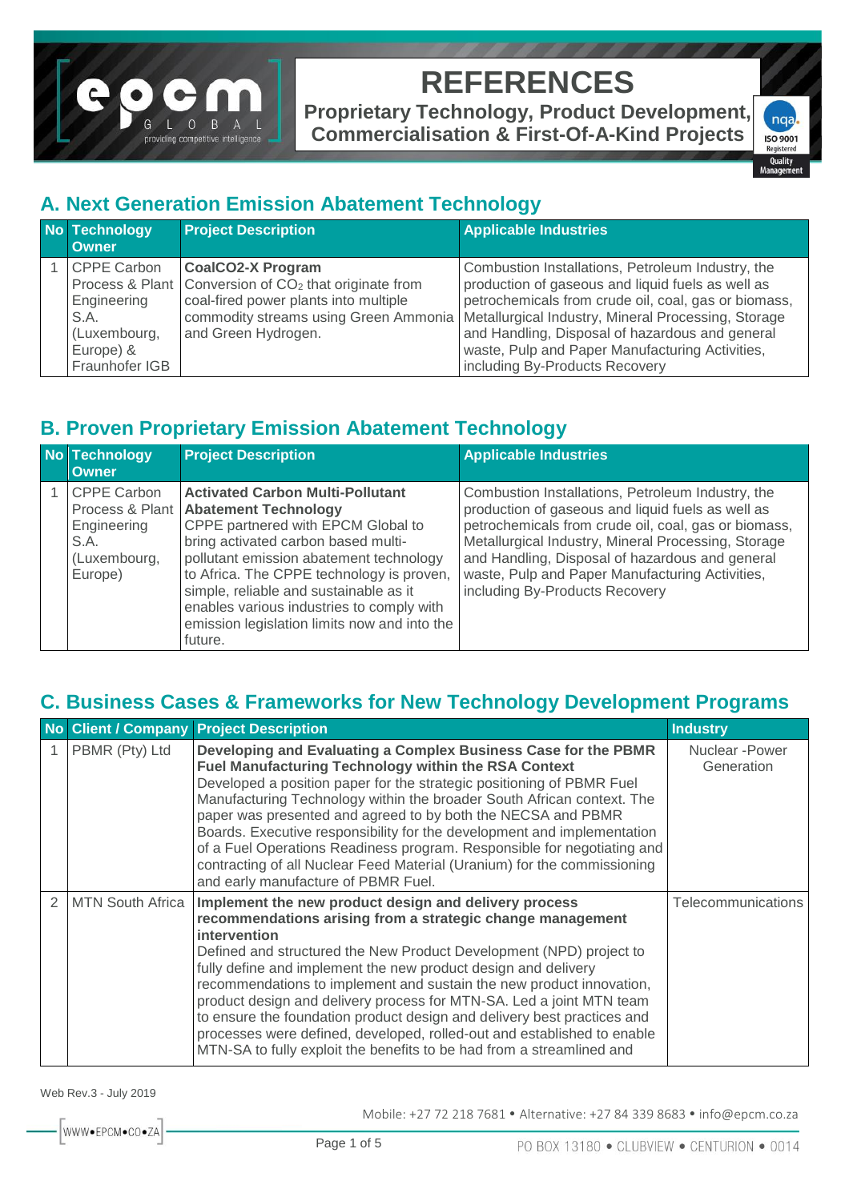# REFERENCES

**Proprietary Technology, Product Development, Commercialisation & First-Of-A-Kind Projects**

## A. Next Generation Emission Abatement Technology

| No | Technology Owner | Project Description | Applicable Industries |
|---|---|---|---|
| 1 | CPPE Carbon Process & Plant Engineering S.A. (Luxembourg, Europe) & Fraunhofer IGB | **CoalCO2-X Program** Conversion of $CO_2$ that originate from coal-fired power plants into multiple commodity streams using Green Ammonia and Green Hydrogen. | Combustion Installations, Petroleum Industry, the production of gaseous and liquid fuels as well as petrochemicals from crude oil, coal, gas or biomass, Metallurgical Industry, Mineral Processing, Storage and Handling, Disposal of hazardous and general waste, Pulp and Paper Manufacturing Activities, including By-Products Recovery |

## B. Proven Proprietary Emission Abatement Technology

| No | Technology Owner | Project Description | Applicable Industries |
|---|---|---|---|
| 1 | CPPE Carbon Process & Plant Engineering S.A. (Luxembourg, Europe) | **Activated Carbon Multi-Pollutant Abatement Technology** CPPE partnered with EPCM Global to bring activated carbon based multi-pollutant emission abatement technology to Africa. The CPPE technology is proven, simple, reliable and sustainable as it enables various industries to comply with emission legislation limits now and into the future. | Combustion Installations, Petroleum Industry, the production of gaseous and liquid fuels as well as petrochemicals from crude oil, coal, gas or biomass, Metallurgical Industry, Mineral Processing, Storage and Handling, Disposal of hazardous and general waste, Pulp and Paper Manufacturing Activities, including By-Products Recovery |

## C. Business Cases & Frameworks for New Technology Development Programs

| No | Client / Company | Project Description | Industry |
|---|---|---|---|
| 1 | PBMR (Pty) Ltd | **Developing and Evaluating a Complex Business Case for the PBMR Fuel Manufacturing Technology within the RSA Context** Developed a position paper for the strategic positioning of PBMR Fuel Manufacturing Technology within the broader South African context. The paper was presented and agreed to by both the NECSA and PBMR Boards. Executive responsibility for the development and implementation of a Fuel Operations Readiness program. Responsible for negotiating and contracting of all Nuclear Feed Material (Uranium) for the commissioning and early manufacture of PBMR Fuel. | Nuclear -Power Generation |
| 2 | MTN South Africa | **Implement the new product design and delivery process recommendations arising from a strategic change management intervention** Defined and structured the New Product Development (NPD) project to fully define and implement the new product design and delivery recommendations to implement and sustain the new product innovation, product design and delivery process for MTN-SA. Led a joint MTN team to ensure the foundation product design and delivery best practices and processes were defined, developed, rolled-out and established to enable MTN-SA to fully exploit the benefits to be had from a streamlined and | Telecommunications |

Web Rev.3 - July 2019

Mobile: +27 72 218 7681 • Alternative: +27 84 339 8683 • info@epcm.co.za

WWW•EPCM•CO•ZA

PO BOX 13180 • CLUBVIEW • CENTURION • 0014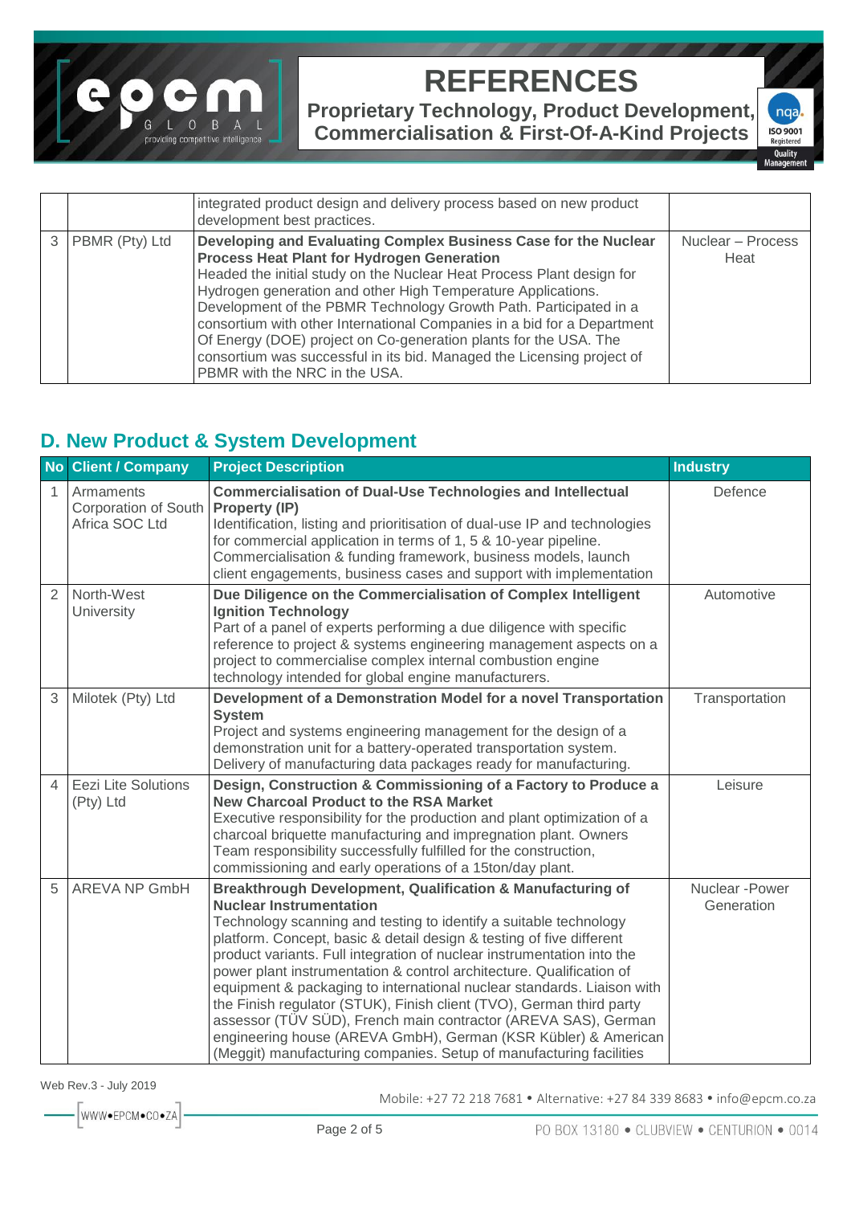| | | integrated product design and delivery process based on new product development best practices. | |
|---|---|---|---|
| 3 | PBMR (Pty) Ltd | **Developing and Evaluating Complex Business Case for the Nuclear Process Heat Plant for Hydrogen Generation** Headed the initial study on the Nuclear Heat Process Plant design for Hydrogen generation and other High Temperature Applications. Development of the PBMR Technology Growth Path. Participated in a consortium with other International Companies in a bid for a Department Of Energy (DOE) project on Co-generation plants for the USA. The consortium was successful in its bid. Managed the Licensing project of PBMR with the NRC in the USA. | Nuclear – Process Heat |

## D. New Product & System Development

| No | Client / Company | Project Description | Industry |
|---|---|---|---|
| 1 | Armaments Corporation of South Africa SOC Ltd | **Commercialisation of Dual-Use Technologies and Intellectual Property (IP)** Identification, listing and prioritisation of dual-use IP and technologies for commercial application in terms of 1, 5 & 10-year pipeline. Commercialisation & funding framework, business models, launch client engagements, business cases and support with implementation | Defence |
| 2 | North-West University | **Due Diligence on the Commercialisation of Complex Intelligent Ignition Technology** Part of a panel of experts performing a due diligence with specific reference to project & systems engineering management aspects on a project to commercialise complex internal combustion engine technology intended for global engine manufacturers. | Automotive |
| 3 | Milotek (Pty) Ltd | **Development of a Demonstration Model for a novel Transportation System** Project and systems engineering management for the design of a demonstration unit for a battery-operated transportation system. Delivery of manufacturing data packages ready for manufacturing. | Transportation |
| 4 | Eezi Lite Solutions (Pty) Ltd | **Design, Construction & Commissioning of a Factory to Produce a New Charcoal Product to the RSA Market** Executive responsibility for the production and plant optimization of a charcoal briquette manufacturing and impregnation plant. Owners Team responsibility successfully fulfilled for the construction, commissioning and early operations of a 15ton/day plant. | Leisure |
| 5 | AREVA NP GmbH | **Breakthrough Development, Qualification & Manufacturing of Nuclear Instrumentation** Technology scanning and testing to identify a suitable technology platform. Concept, basic & detail design & testing of five different product variants. Full integration of nuclear instrumentation into the power plant instrumentation & control architecture. Qualification of equipment & packaging to international nuclear standards. Liaison with the Finish regulator (STUK), Finish client (TVO), German third party assessor (TÜV SÜD), French main contractor (AREVA SAS), German engineering house (AREVA GmbH), German (KSR Kübler) & American (Meggit) manufacturing companies. Setup of manufacturing facilities | Nuclear -Power Generation |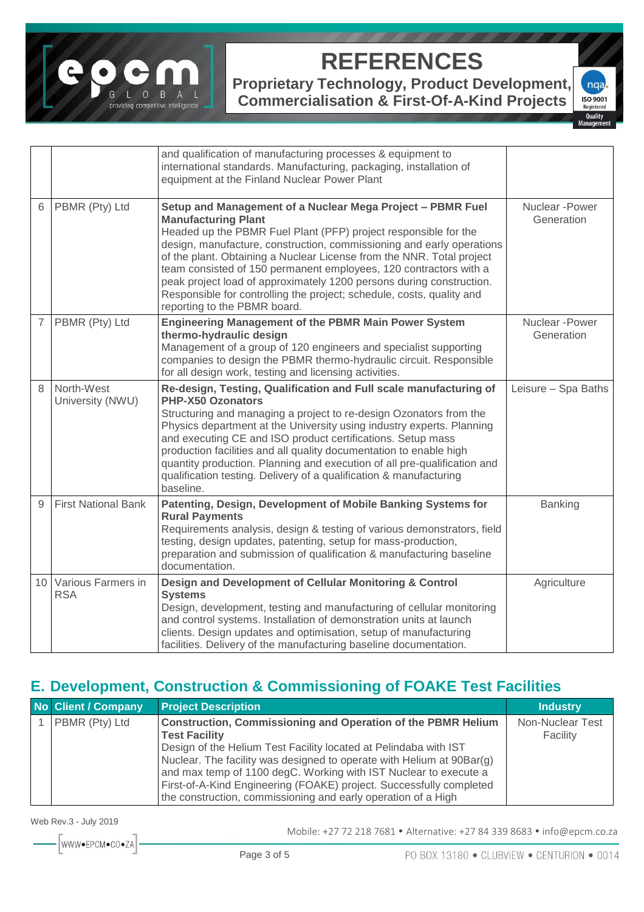| No | Client / Company | Project Description | Industry |
|---|---|---|---|
| | | and qualification of manufacturing processes & equipment to international standards. Manufacturing, packaging, installation of equipment at the Finland Nuclear Power Plant | |
| 6 | PBMR (Pty) Ltd | **Setup and Management of a Nuclear Mega Project – PBMR Fuel Manufacturing Plant** Headed up the PBMR Fuel Plant (PFP) project responsible for the design, manufacture, construction, commissioning and early operations of the plant. Obtaining a Nuclear License from the NNR. Total project team consisted of 150 permanent employees, 120 contractors with a peak project load of approximately 1200 persons during construction. Responsible for controlling the project; schedule, costs, quality and reporting to the PBMR board. | Nuclear -Power Generation |
| 7 | PBMR (Pty) Ltd | **Engineering Management of the PBMR Main Power System thermo-hydraulic design** Management of a group of 120 engineers and specialist supporting companies to design the PBMR thermo-hydraulic circuit. Responsible for all design work, testing and licensing activities. | Nuclear -Power Generation |
| 8 | North-West University (NWU) | **Re-design, Testing, Qualification and Full scale manufacturing of PHP-X50 Ozonators** Structuring and managing a project to re-design Ozonators from the Physics department at the University using industry experts. Planning and executing CE and ISO product certifications. Setup mass production facilities and all quality documentation to enable high quantity production. Planning and execution of all pre-qualification and qualification testing. Delivery of a qualification & manufacturing baseline. | Leisure – Spa Baths |
| 9 | First National Bank | **Patenting, Design, Development of Mobile Banking Systems for Rural Payments** Requirements analysis, design & testing of various demonstrators, field testing, design updates, patenting, setup for mass-production, preparation and submission of qualification & manufacturing baseline documentation. | Banking |
| 10 | Various Farmers in RSA | **Design and Development of Cellular Monitoring & Control Systems** Design, development, testing and manufacturing of cellular monitoring and control systems. Installation of demonstration units at launch clients. Design updates and optimisation, setup of manufacturing facilities. Delivery of the manufacturing baseline documentation. | Agriculture |

## E. Development, Construction & Commissioning of FOAKE Test Facilities

| No | Client / Company | Project Description | Industry |
|---|---|---|---|
| 1 | PBMR (Pty) Ltd | **Construction, Commissioning and Operation of the PBMR Helium Test Facility** Design of the Helium Test Facility located at Pelindaba with IST Nuclear. The facility was designed to operate with Helium at 90Bar(g) and max temp of 1100 degC. Working with IST Nuclear to execute a First-of-A-Kind Engineering (FOAKE) project. Successfully completed the construction, commissioning and early operation of a High | Non-Nuclear Test Facility |

Web Rev.3 - July 2019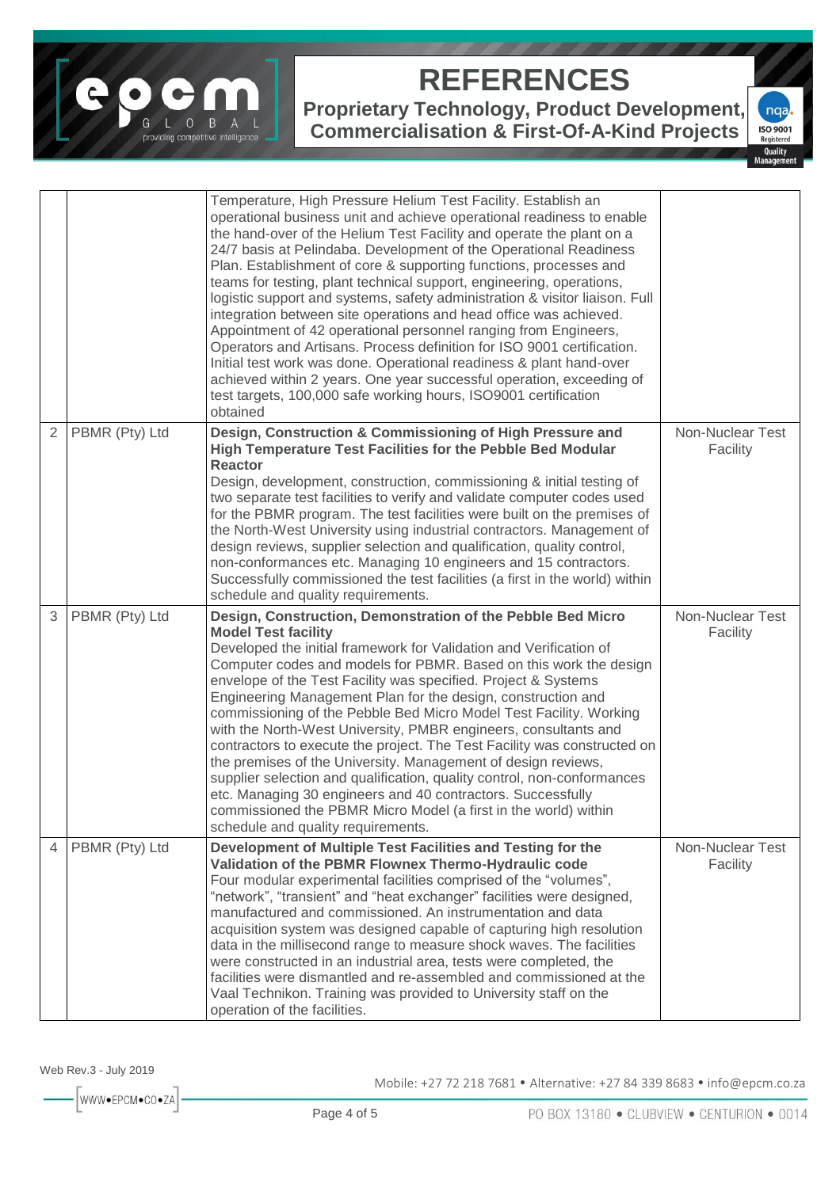| | | | |
|---|---|---|---|
| | | Temperature, High Pressure Helium Test Facility. Establish an operational business unit and achieve operational readiness to enable the hand-over of the Helium Test Facility and operate the plant on a 24/7 basis at Pelindaba. Development of the Operational Readiness Plan. Establishment of core & supporting functions, processes and teams for testing, plant technical support, engineering, operations, logistic support and systems, safety administration & visitor liaison. Full integration between site operations and head office was achieved. Appointment of 42 operational personnel ranging from Engineers, Operators and Artisans. Process definition for ISO 9001 certification. Initial test work was done. Operational readiness & plant hand-over achieved within 2 years. One year successful operation, exceeding of test targets, 100,000 safe working hours, ISO9001 certification obtained | |
| 2 | PBMR (Pty) Ltd | **Design, Construction & Commissioning of High Pressure and High Temperature Test Facilities for the Pebble Bed Modular Reactor** Design, development, construction, commissioning & initial testing of two separate test facilities to verify and validate computer codes used for the PBMR program. The test facilities were built on the premises of the North-West University using industrial contractors. Management of design reviews, supplier selection and qualification, quality control, non-conformances etc. Managing 10 engineers and 15 contractors. Successfully commissioned the test facilities (a first in the world) within schedule and quality requirements. | Non-Nuclear Test Facility |
| 3 | PBMR (Pty) Ltd | **Design, Construction, Demonstration of the Pebble Bed Micro Model Test facility** Developed the initial framework for Validation and Verification of Computer codes and models for PBMR. Based on this work the design envelope of the Test Facility was specified. Project & Systems Engineering Management Plan for the design, construction and commissioning of the Pebble Bed Micro Model Test Facility. Working with the North-West University, PMBR engineers, consultants and contractors to execute the project. The Test Facility was constructed on the premises of the University. Management of design reviews, supplier selection and qualification, quality control, non-conformances etc. Managing 30 engineers and 40 contractors. Successfully commissioned the PBMR Micro Model (a first in the world) within schedule and quality requirements. | Non-Nuclear Test Facility |
| 4 | PBMR (Pty) Ltd | **Development of Multiple Test Facilities and Testing for the Validation of the PBMR Flownex Thermo-Hydraulic code** Four modular experimental facilities comprised of the "volumes", "network", "transient" and "heat exchanger" facilities were designed, manufactured and commissioned. An instrumentation and data acquisition system was designed capable of capturing high resolution data in the millisecond range to measure shock waves. The facilities were constructed in an industrial area, tests were completed, the facilities were dismantled and re-assembled and commissioned at the Vaal Technikon. Training was provided to University staff on the operation of the facilities. | Non-Nuclear Test Facility |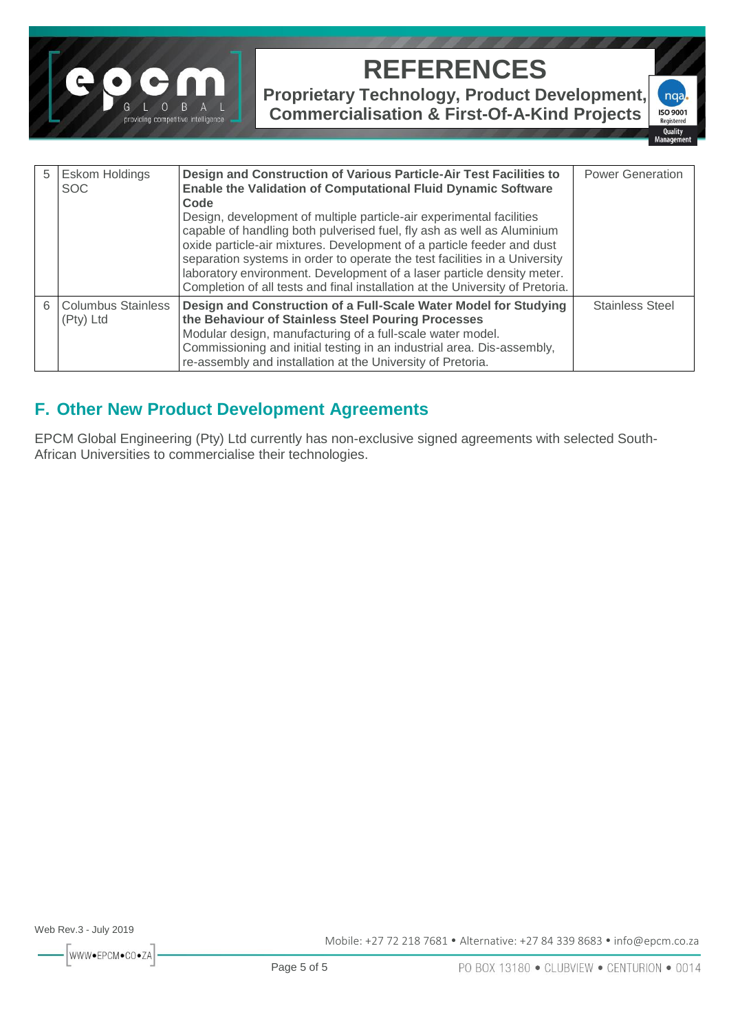| | | | |
|---|---|---|---|
| 5 | Eskom Holdings SOC | **Design and Construction of Various Particle-Air Test Facilities to Enable the Validation of Computational Fluid Dynamic Software Code**<br>Design, development of multiple particle-air experimental facilities capable of handling both pulverised fuel, fly ash as well as Aluminium oxide particle-air mixtures. Development of a particle feeder and dust separation systems in order to operate the test facilities in a University laboratory environment. Development of a laser particle density meter. Completion of all tests and final installation at the University of Pretoria. | Power Generation |
| 6 | Columbus Stainless (Pty) Ltd | **Design and Construction of a Full-Scale Water Model for Studying the Behaviour of Stainless Steel Pouring Processes**<br>Modular design, manufacturing of a full-scale water model. Commissioning and initial testing in an industrial area. Dis-assembly, re-assembly and installation at the University of Pretoria. | Stainless Steel |

## F. Other New Product Development Agreements

EPCM Global Engineering (Pty) Ltd currently has non-exclusive signed agreements with selected South-African Universities to commercialise their technologies.